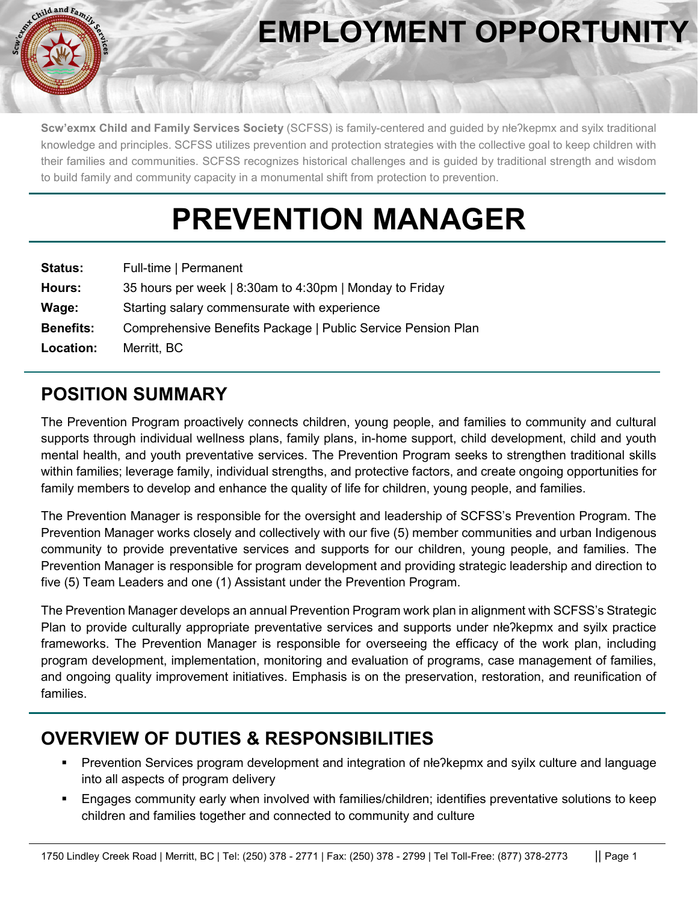# EMPLOYMENT OPPORTUNITY

**Scw'exmx Child and Family Services Society** (SCFSS) is family-centered and guided by nłeʔkepmx and syilx traditional knowledge and principles. SCFSS utilizes prevention and protection strategies with the collective goal to keep children with their families and communities. SCFSS recognizes historical challenges and is guided by traditional strength and wisdom to build family and community capacity in a monumental shift from protection to prevention.

# PREVENTION MANAGER

| | |
|---|---|
| **Status:** | Full-time \| Permanent |
| **Hours:** | 35 hours per week \| 8:30am to 4:30pm \| Monday to Friday |
| **Wage:** | Starting salary commensurate with experience |
| **Benefits:** | Comprehensive Benefits Package \| Public Service Pension Plan |
| **Location:** | Merritt, BC |

## POSITION SUMMARY

The Prevention Program proactively connects children, young people, and families to community and cultural supports through individual wellness plans, family plans, in-home support, child development, child and youth mental health, and youth preventative services. The Prevention Program seeks to strengthen traditional skills within families; leverage family, individual strengths, and protective factors, and create ongoing opportunities for family members to develop and enhance the quality of life for children, young people, and families.

The Prevention Manager is responsible for the oversight and leadership of SCFSS's Prevention Program. The Prevention Manager works closely and collectively with our five (5) member communities and urban Indigenous community to provide preventative services and supports for our children, young people, and families. The Prevention Manager is responsible for program development and providing strategic leadership and direction to five (5) Team Leaders and one (1) Assistant under the Prevention Program.

The Prevention Manager develops an annual Prevention Program work plan in alignment with SCFSS's Strategic Plan to provide culturally appropriate preventative services and supports under nłeʔkepmx and syilx practice frameworks. The Prevention Manager is responsible for overseeing the efficacy of the work plan, including program development, implementation, monitoring and evaluation of programs, case management of families, and ongoing quality improvement initiatives. Emphasis is on the preservation, restoration, and reunification of families.

## OVERVIEW OF DUTIES & RESPONSIBILITIES

- Prevention Services program development and integration of nłeʔkepmx and syilx culture and language into all aspects of program delivery
- Engages community early when involved with families/children; identifies preventative solutions to keep children and families together and connected to community and culture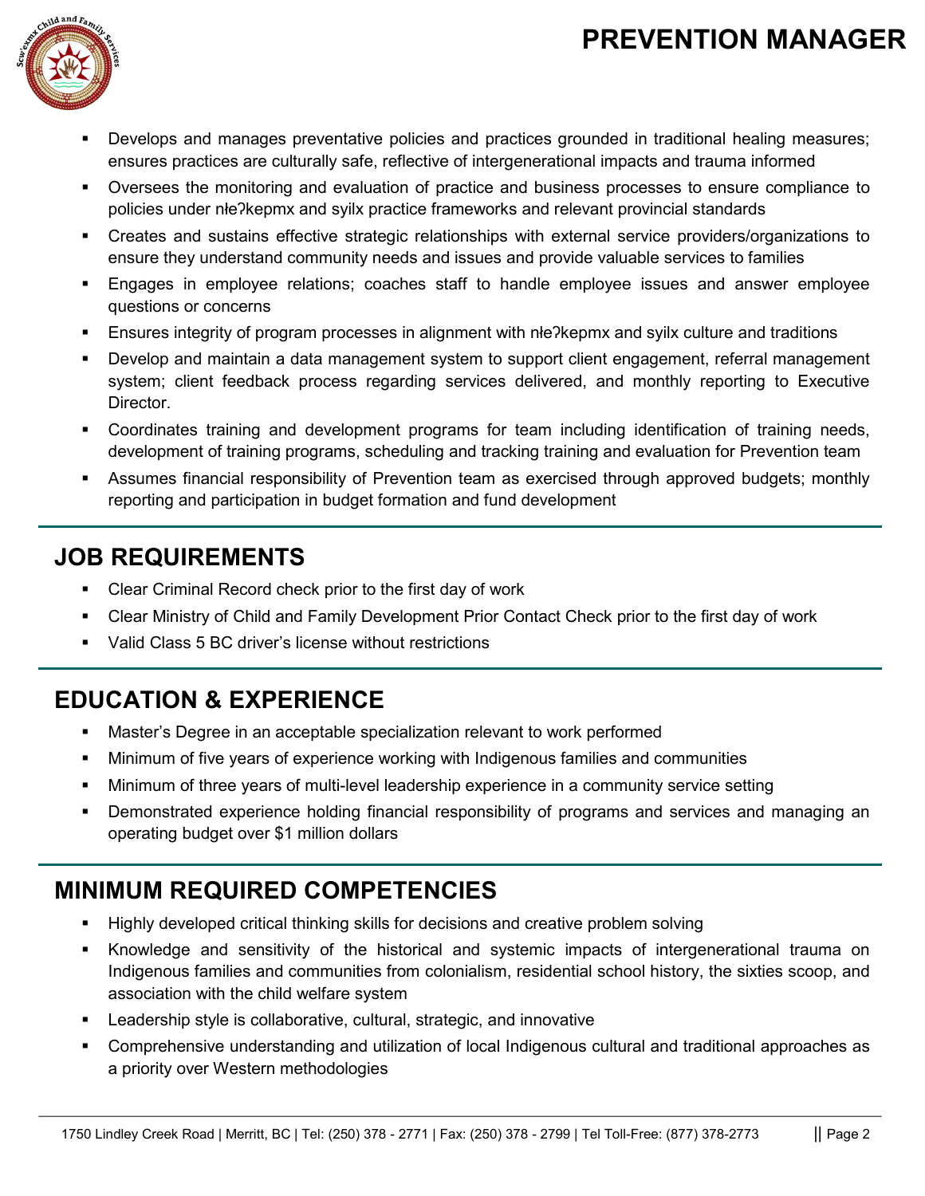- Develops and manages preventative policies and practices grounded in traditional healing measures; ensures practices are culturally safe, reflective of intergenerational impacts and trauma informed
- Oversees the monitoring and evaluation of practice and business processes to ensure compliance to policies under nłeʔkepmx and syilx practice frameworks and relevant provincial standards
- Creates and sustains effective strategic relationships with external service providers/organizations to ensure they understand community needs and issues and provide valuable services to families
- Engages in employee relations; coaches staff to handle employee issues and answer employee questions or concerns
- Ensures integrity of program processes in alignment with nłeʔkepmx and syilx culture and traditions
- Develop and maintain a data management system to support client engagement, referral management system; client feedback process regarding services delivered, and monthly reporting to Executive Director.
- Coordinates training and development programs for team including identification of training needs, development of training programs, scheduling and tracking training and evaluation for Prevention team
- Assumes financial responsibility of Prevention team as exercised through approved budgets; monthly reporting and participation in budget formation and fund development

## JOB REQUIREMENTS

- Clear Criminal Record check prior to the first day of work
- Clear Ministry of Child and Family Development Prior Contact Check prior to the first day of work
- Valid Class 5 BC driver's license without restrictions

## EDUCATION & EXPERIENCE

- Master's Degree in an acceptable specialization relevant to work performed
- Minimum of five years of experience working with Indigenous families and communities
- Minimum of three years of multi-level leadership experience in a community service setting
- Demonstrated experience holding financial responsibility of programs and services and managing an operating budget over $1 million dollars

## MINIMUM REQUIRED COMPETENCIES

- Highly developed critical thinking skills for decisions and creative problem solving
- Knowledge and sensitivity of the historical and systemic impacts of intergenerational trauma on Indigenous families and communities from colonialism, residential school history, the sixties scoop, and association with the child welfare system
- Leadership style is collaborative, cultural, strategic, and innovative
- Comprehensive understanding and utilization of local Indigenous cultural and traditional approaches as a priority over Western methodologies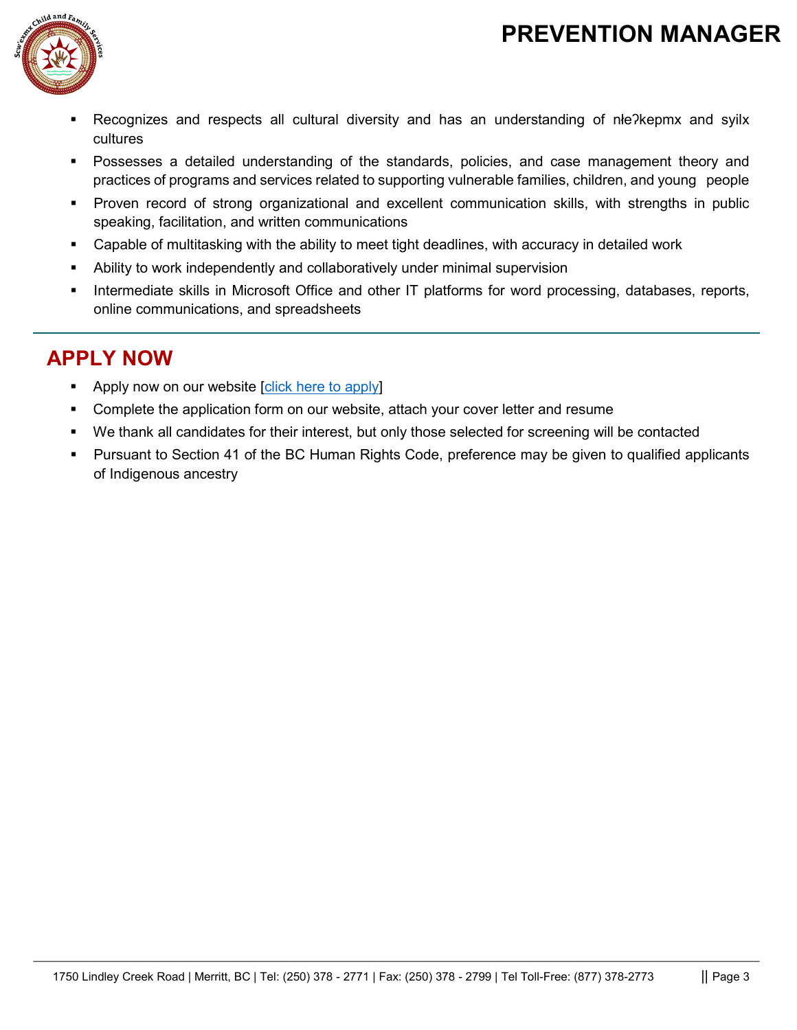- Recognizes and respects all cultural diversity and has an understanding of nłeʔkepmx and syilx cultures
- Possesses a detailed understanding of the standards, policies, and case management theory and practices of programs and services related to supporting vulnerable families, children, and young people
- Proven record of strong organizational and excellent communication skills, with strengths in public speaking, facilitation, and written communications
- Capable of multitasking with the ability to meet tight deadlines, with accuracy in detailed work
- Ability to work independently and collaboratively under minimal supervision
- Intermediate skills in Microsoft Office and other IT platforms for word processing, databases, reports, online communications, and spreadsheets

## APPLY NOW

- Apply now on our website [click here to apply]
- Complete the application form on our website, attach your cover letter and resume
- We thank all candidates for their interest, but only those selected for screening will be contacted
- Pursuant to Section 41 of the BC Human Rights Code, preference may be given to qualified applicants of Indigenous ancestry